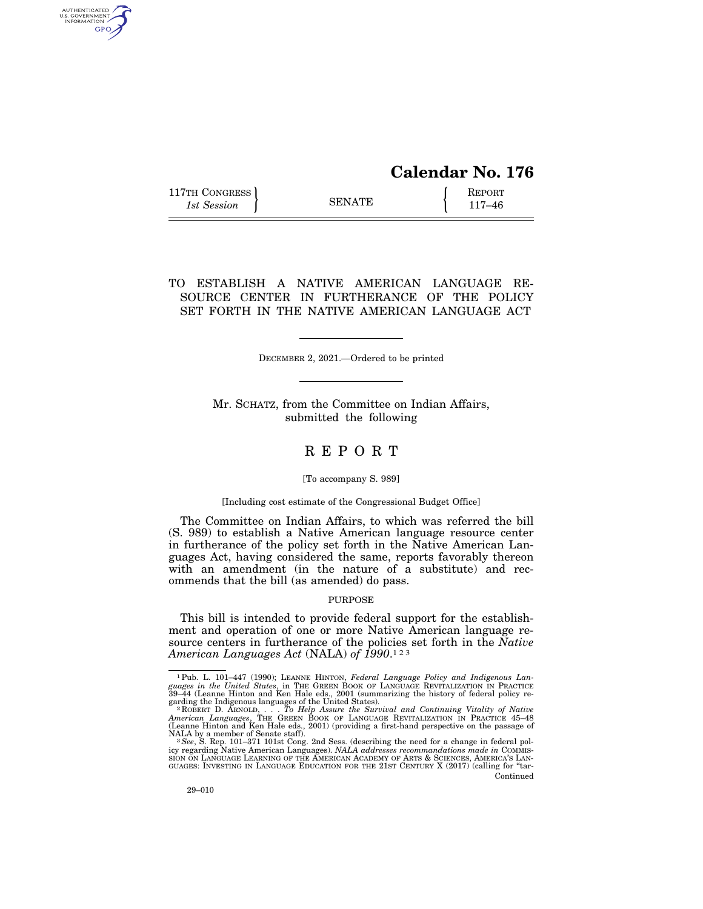# Calendar No. 176

117TH CONGRESS
*1st Session*

SENATE

REPORT
117–46

## TO ESTABLISH A NATIVE AMERICAN LANGUAGE RESOURCE CENTER IN FURTHERANCE OF THE POLICY SET FORTH IN THE NATIVE AMERICAN LANGUAGE ACT

DECEMBER 2, 2021.—Ordered to be printed

Mr. SCHATZ, from the Committee on Indian Affairs, submitted the following

# R E P O R T

[To accompany S. 989]

[Including cost estimate of the Congressional Budget Office]

The Committee on Indian Affairs, to which was referred the bill (S. 989) to establish a Native American language resource center in furtherance of the policy set forth in the Native American Languages Act, having considered the same, reports favorably thereon with an amendment (in the nature of a substitute) and recommends that the bill (as amended) do pass.

### PURPOSE

This bill is intended to provide federal support for the establishment and operation of one or more Native American language resource centers in furtherance of the policies set forth in the *Native American Languages Act* (NALA) *of 1990*.[1] [2] [3]

---

[1] Pub. L. 101–447 (1990); LEANNE HINTON, *Federal Language Policy and Indigenous Languages in the United States*, in THE GREEN BOOK OF LANGUAGE REVITALIZATION IN PRACTICE 39–44 (Leanne Hinton and Ken Hale eds., 2001 (summarizing the history of federal policy regarding the Indigenous languages of the United States).

[2] ROBERT D. ARNOLD, . . . *To Help Assure the Survival and Continuing Vitality of Native American Languages*, THE GREEN BOOK OF LANGUAGE REVITALIZATION IN PRACTICE 45–48 (Leanne Hinton and Ken Hale eds., 2001) (providing a first-hand perspective on the passage of NALA by a member of Senate staff).

[3] *See*, S. Rep. 101–371 101st Cong. 2nd Sess. (describing the need for a change in federal policy regarding Native American Languages). *NALA addresses recommandations made in* COMMISSION ON LANGUAGE LEARNING OF THE AMERICAN ACADEMY OF ARTS & SCIENCES, AMERICA'S LANGUAGES: INVESTING IN LANGUAGE EDUCATION FOR THE 21ST CENTURY X (2017) (calling for "tar-
Continued

29–010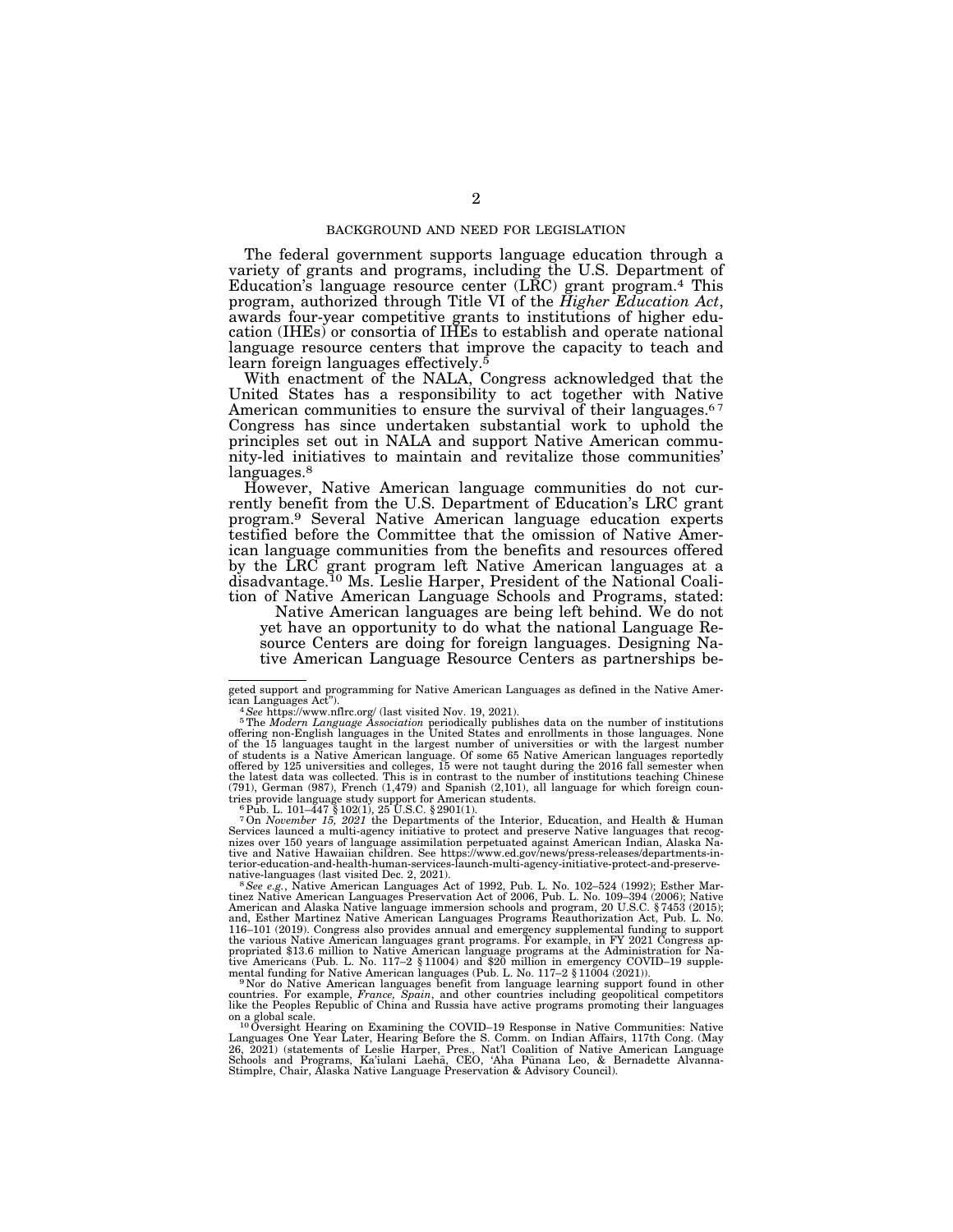## BACKGROUND AND NEED FOR LEGISLATION

The federal government supports language education through a variety of grants and programs, including the U.S. Department of Education's language resource center (LRC) grant program.[4] This program, authorized through Title VI of the *Higher Education Act*, awards four-year competitive grants to institutions of higher education (IHEs) or consortia of IHEs to establish and operate national language resource centers that improve the capacity to teach and learn foreign languages effectively.[5]

With enactment of the NALA, Congress acknowledged that the United States has a responsibility to act together with Native American communities to ensure the survival of their languages.[6 7] Congress has since undertaken substantial work to uphold the principles set out in NALA and support Native American community-led initiatives to maintain and revitalize those communities' languages.[8]

However, Native American language communities do not currently benefit from the U.S. Department of Education's LRC grant program.[9] Several Native American language education experts testified before the Committee that the omission of Native American language communities from the benefits and resources offered by the LRC grant program left Native American languages at a disadvantage.[10] Ms. Leslie Harper, President of the National Coalition of Native American Language Schools and Programs, stated:

> Native American languages are being left behind. We do not yet have an opportunity to do what the national Language Resource Centers are doing for foreign languages. Designing Native American Language Resource Centers as partnerships be-

---

geted support and programming for Native American Languages as defined in the Native American Languages Act").

[4] *See* https://www.nflrc.org/ (last visited Nov. 19, 2021).

[5] The *Modern Language Association* periodically publishes data on the number of institutions offering non-English languages in the United States and enrollments in those languages. None of the 15 languages taught in the largest number of universities or with the largest number of students is a Native American language. Of some 65 Native American languages reportedly offered by 125 universities and colleges, 15 were not taught during the 2016 fall semester when the latest data was collected. This is in contrast to the number of institutions teaching Chinese (791), German (987), French (1,479) and Spanish (2,101), all language for which foreign countries provide language study support for American students.

[6] Pub. L. 101–447 § 102(1), 25 U.S.C. § 2901(1).

[7] On *November 15, 2021* the Departments of the Interior, Education, and Health & Human Services launched a multi-agency initiative to protect and preserve Native languages that recognizes over 150 years of language assimilation perpetuated against American Indian, Alaska Native and Native Hawaiian children. See https://www.ed.gov/news/press-releases/departments-interior-education-and-health-human-services-launch-multi-agency-initiative-protect-and-preserve-native-languages (last visited Dec. 2, 2021).

[8] *See e.g.*, Native American Languages Act of 1992, Pub. L. No. 102–524 (1992); Esther Martinez Native American Languages Preservation Act of 2006, Pub. L. No. 109–394 (2006); Native American and Alaska Native language immersion schools and program, 20 U.S.C. § 7453 (2015); and, Esther Martinez Native American Languages Programs Reauthorization Act, Pub. L. No. 116–101 (2019). Congress also provides annual and emergency supplemental funding to support the various Native American languages grant programs. For example, in FY 2021 Congress appropriated $13.6 million to Native American language programs at the Administration for Native Americans (Pub. L. No. 117–2 § 11004) and $20 million in emergency COVID–19 supplemental funding for Native American languages (Pub. L. No. 117–2 § 11004 (2021)).

[9] Nor do Native American languages benefit from language learning support found in other countries. For example, *France, Spain*, and other countries including geopolitical competitors like the Peoples Republic of China and Russia have active programs promoting their languages on a global scale.

[10] Oversight Hearing on Examining the COVID–19 Response in Native Communities: Native Languages One Year Later, Hearing Before the S. Comm. on Indian Affairs, 117th Cong. (May 26, 2021) (statements of Leslie Harper, Pres., Nat'l Coalition of Native American Language Schools and Programs, Ka'iulani Laehā, CEO, 'Aha Pūnana Leo, & Bernadette Alvanna-Stimplre, Chair, Alaska Native Language Preservation & Advisory Council).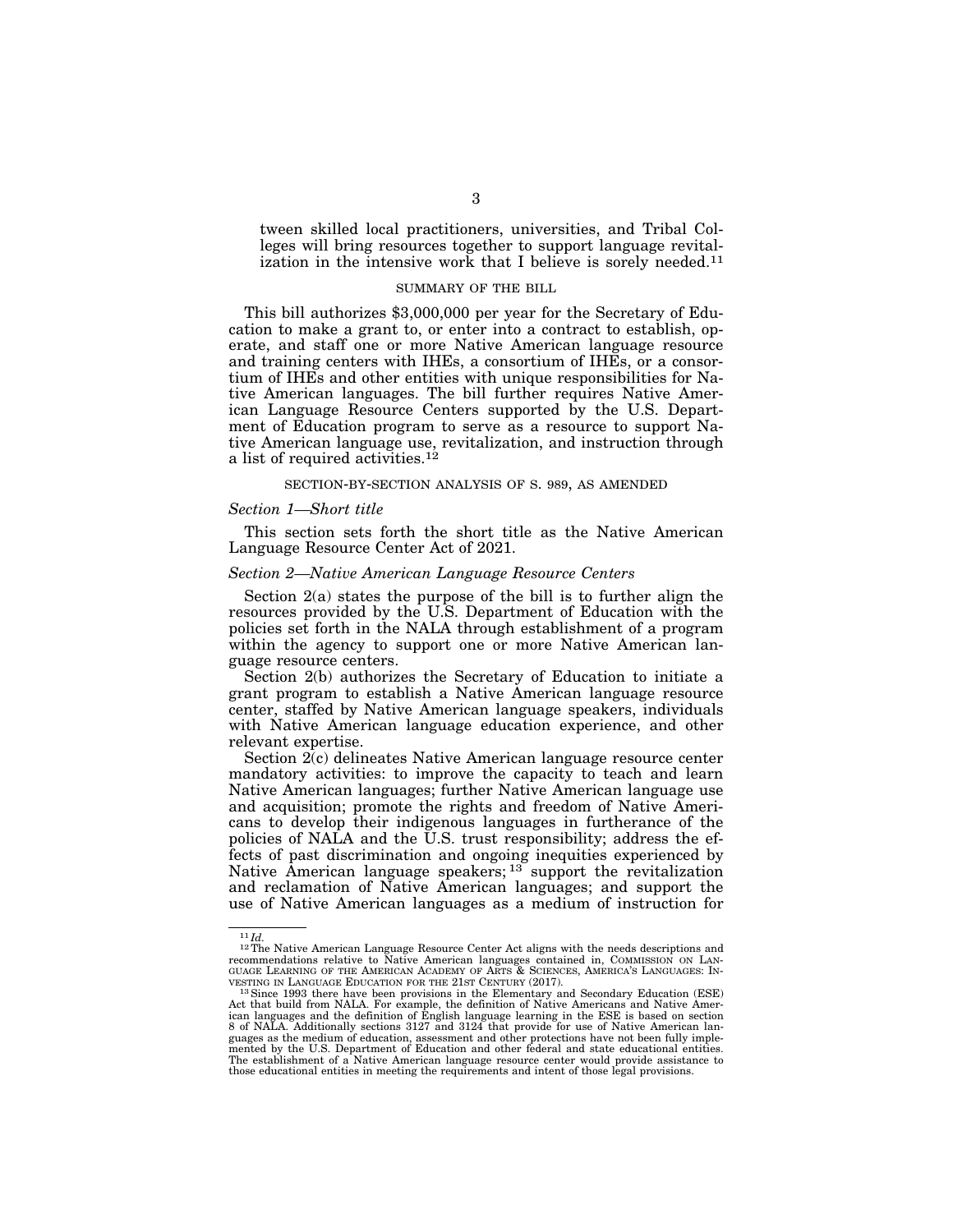tween skilled local practitioners, universities, and Tribal Colleges will bring resources together to support language revitalization in the intensive work that I believe is sorely needed.[11]

## SUMMARY OF THE BILL

This bill authorizes $3,000,000 per year for the Secretary of Education to make a grant to, or enter into a contract to establish, operate, and staff one or more Native American language resource and training centers with IHEs, a consortium of IHEs, or a consortium of IHEs and other entities with unique responsibilities for Native American languages. The bill further requires Native American Language Resource Centers supported by the U.S. Department of Education program to serve as a resource to support Native American language use, revitalization, and instruction through a list of required activities.[12]

## SECTION-BY-SECTION ANALYSIS OF S. 989, AS AMENDED

### *Section 1—Short title*

This section sets forth the short title as the Native American Language Resource Center Act of 2021.

### *Section 2—Native American Language Resource Centers*

Section 2(a) states the purpose of the bill is to further align the resources provided by the U.S. Department of Education with the policies set forth in the NALA through establishment of a program within the agency to support one or more Native American language resource centers.

Section 2(b) authorizes the Secretary of Education to initiate a grant program to establish a Native American language resource center, staffed by Native American language speakers, individuals with Native American language education experience, and other relevant expertise.

Section 2(c) delineates Native American language resource center mandatory activities: to improve the capacity to teach and learn Native American languages; further Native American language use and acquisition; promote the rights and freedom of Native Americans to develop their indigenous languages in furtherance of the policies of NALA and the U.S. trust responsibility; address the effects of past discrimination and ongoing inequities experienced by Native American language speakers;[13] support the revitalization and reclamation of Native American languages; and support the use of Native American languages as a medium of instruction for

---

[11] *Id.*

[12] The Native American Language Resource Center Act aligns with the needs descriptions and recommendations relative to Native American languages contained in, COMMISSION ON LANGUAGE LEARNING OF THE AMERICAN ACADEMY OF ARTS & SCIENCES, AMERICA'S LANGUAGES: INVESTING IN LANGUAGE EDUCATION FOR THE 21ST CENTURY (2017).

[13] Since 1993 there have been provisions in the Elementary and Secondary Education (ESE) Act that build from NALA. For example, the definition of Native Americans and Native American languages and the definition of English language learning in the ESE is based on section 8 of NALA. Additionally sections 3127 and 3124 that provide for use of Native American languages as the medium of education, assessment and other protections have not been fully implemented by the U.S. Department of Education and other federal and state educational entities. The establishment of a Native American language resource center would provide assistance to those educational entities in meeting the requirements and intent of those legal provisions.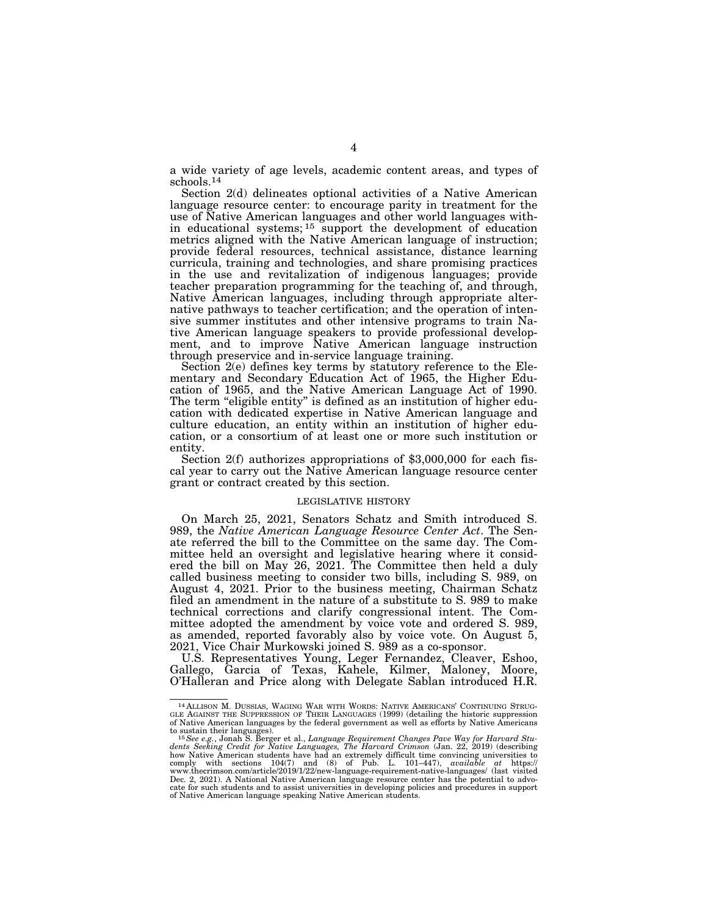a wide variety of age levels, academic content areas, and types of schools.[14]

Section 2(d) delineates optional activities of a Native American language resource center: to encourage parity in treatment for the use of Native American languages and other world languages within educational systems;[15] support the development of education metrics aligned with the Native American language of instruction; provide federal resources, technical assistance, distance learning curricula, training and technologies, and share promising practices in the use and revitalization of indigenous languages; provide teacher preparation programming for the teaching of, and through, Native American languages, including through appropriate alternative pathways to teacher certification; and the operation of intensive summer institutes and other intensive programs to train Native American language speakers to provide professional development, and to improve Native American language instruction through preservice and in-service language training.

Section 2(e) defines key terms by statutory reference to the Elementary and Secondary Education Act of 1965, the Higher Education of 1965, and the Native American Language Act of 1990. The term "eligible entity" is defined as an institution of higher education with dedicated expertise in Native American language and culture education, an entity within an institution of higher education, or a consortium of at least one or more such institution or entity.

Section 2(f) authorizes appropriations of $3,000,000 for each fiscal year to carry out the Native American language resource center grant or contract created by this section.

## LEGISLATIVE HISTORY

On March 25, 2021, Senators Schatz and Smith introduced S. 989, the *Native American Language Resource Center Act*. The Senate referred the bill to the Committee on the same day. The Committee held an oversight and legislative hearing where it considered the bill on May 26, 2021. The Committee then held a duly called business meeting to consider two bills, including S. 989, on August 4, 2021. Prior to the business meeting, Chairman Schatz filed an amendment in the nature of a substitute to S. 989 to make technical corrections and clarify congressional intent. The Committee adopted the amendment by voice vote and ordered S. 989, as amended, reported favorably also by voice vote. On August 5, 2021, Vice Chair Murkowski joined S. 989 as a co-sponsor.

U.S. Representatives Young, Leger Fernandez, Cleaver, Eshoo, Gallego, Garcia of Texas, Kahele, Kilmer, Maloney, Moore, O'Halleran and Price along with Delegate Sablan introduced H.R.

---

[14] ALLISON M. DUSSIAS, WAGING WAR WITH WORDS: NATIVE AMERICANS' CONTINUING STRUGGLE AGAINST THE SUPPRESSION OF THEIR LANGUAGES (1999) (detailing the historic suppression of Native American languages by the federal government as well as efforts by Native Americans to sustain their languages).

[15] *See e.g.*, Jonah S. Berger et al., *Language Requirement Changes Pave Way for Harvard Students Seeking Credit for Native Languages, The Harvard Crimson* (Jan. 22, 2019) (describing how Native American students have had an extremely difficult time convincing universities to comply with sections 104(7) and (8) of Pub. L. 101–447), *available at* https://www.thecrimson.com/article/2019/1/22/new-language-requirement-native-languages/ (last visited Dec. 2, 2021). A National Native American language resource center has the potential to advocate for such students and to assist universities in developing policies and procedures in support of Native American language speaking Native American students.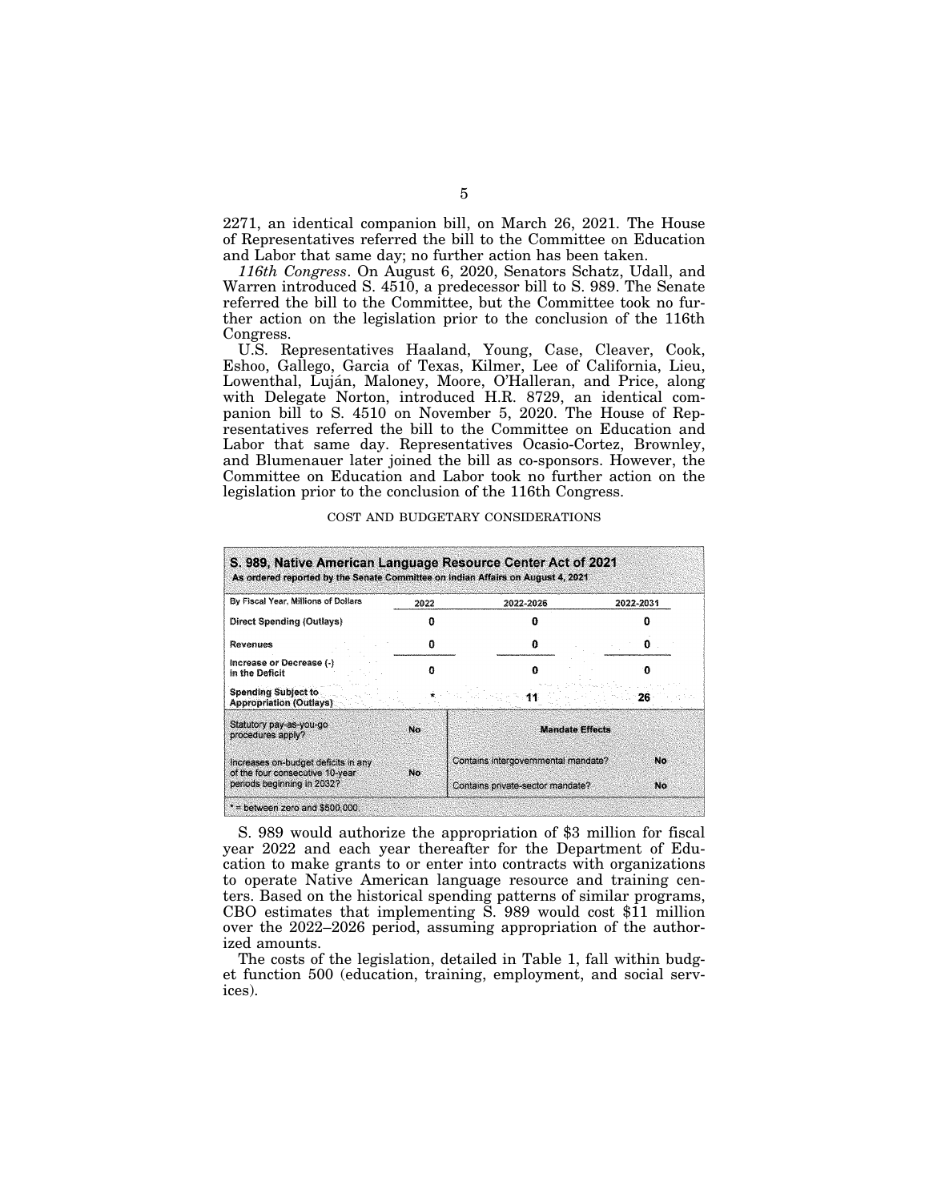2271, an identical companion bill, on March 26, 2021. The House of Representatives referred the bill to the Committee on Education and Labor that same day; no further action has been taken.

*116th Congress*. On August 6, 2020, Senators Schatz, Udall, and Warren introduced S. 4510, a predecessor bill to S. 989. The Senate referred the bill to the Committee, but the Committee took no further action on the legislation prior to the conclusion of the 116th Congress.

U.S. Representatives Haaland, Young, Case, Cleaver, Cook, Eshoo, Gallego, Garcia of Texas, Kilmer, Lee of California, Lieu, Lowenthal, Luján, Maloney, Moore, O'Halleran, and Price, along with Delegate Norton, introduced H.R. 8729, an identical companion bill to S. 4510 on November 5, 2020. The House of Representatives referred the bill to the Committee on Education and Labor that same day. Representatives Ocasio-Cortez, Brownley, and Blumenauer later joined the bill as co-sponsors. However, the Committee on Education and Labor took no further action on the legislation prior to the conclusion of the 116th Congress.

COST AND BUDGETARY CONSIDERATIONS

**S. 989, Native American Language Resource Center Act of 2021**
As ordered reported by the Senate Committee on Indian Affairs on August 4, 2021

| By Fiscal Year, Millions of Dollars | 2022 | 2022-2026 | 2022-2031 |
|---|---|---|---|
| Direct Spending (Outlays) | 0 | 0 | 0 |
| Revenues | 0 | 0 | 0 |
| Increase or Decrease (-) in the Deficit | 0 | 0 | 0 |
| Spending Subject to Appropriation (Outlays) | * | 11 | 26 |
| Statutory pay-as-you-go procedures apply? | No | **Mandate Effects** | |
| Increases on-budget deficits in any of the four consecutive 10-year periods beginning in 2032? | No | Contains intergovernmental mandate? | No |
| | | Contains private-sector mandate? | No |

\* = between zero and $500,000

S. 989 would authorize the appropriation of $3 million for fiscal year 2022 and each year thereafter for the Department of Education to make grants to or enter into contracts with organizations to operate Native American language resource and training centers. Based on the historical spending patterns of similar programs, CBO estimates that implementing S. 989 would cost $11 million over the 2022–2026 period, assuming appropriation of the authorized amounts.

The costs of the legislation, detailed in Table 1, fall within budget function 500 (education, training, employment, and social services).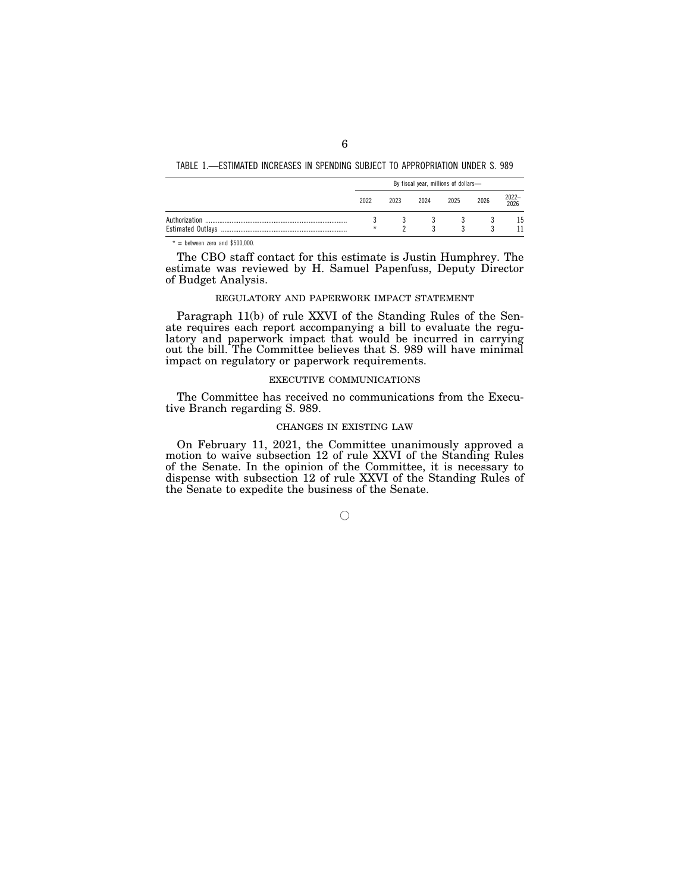TABLE 1.—ESTIMATED INCREASES IN SPENDING SUBJECT TO APPROPRIATION UNDER S. 989

| | By fiscal year, millions of dollars— | | | | | |
|---|---|---|---|---|---|---|
| | 2022 | 2023 | 2024 | 2025 | 2026 | 2022–2026 |
| Authorization | 3 | 3 | 3 | 3 | 3 | 15 |
| Estimated Outlays | * | 2 | 3 | 3 | 3 | 11 |

* = between zero and $500,000.

The CBO staff contact for this estimate is Justin Humphrey. The estimate was reviewed by H. Samuel Papenfuss, Deputy Director of Budget Analysis.

## REGULATORY AND PAPERWORK IMPACT STATEMENT

Paragraph 11(b) of rule XXVI of the Standing Rules of the Senate requires each report accompanying a bill to evaluate the regulatory and paperwork impact that would be incurred in carrying out the bill. The Committee believes that S. 989 will have minimal impact on regulatory or paperwork requirements.

## EXECUTIVE COMMUNICATIONS

The Committee has received no communications from the Executive Branch regarding S. 989.

## CHANGES IN EXISTING LAW

On February 11, 2021, the Committee unanimously approved a motion to waive subsection 12 of rule XXVI of the Standing Rules of the Senate. In the opinion of the Committee, it is necessary to dispense with subsection 12 of rule XXVI of the Standing Rules of the Senate to expedite the business of the Senate.